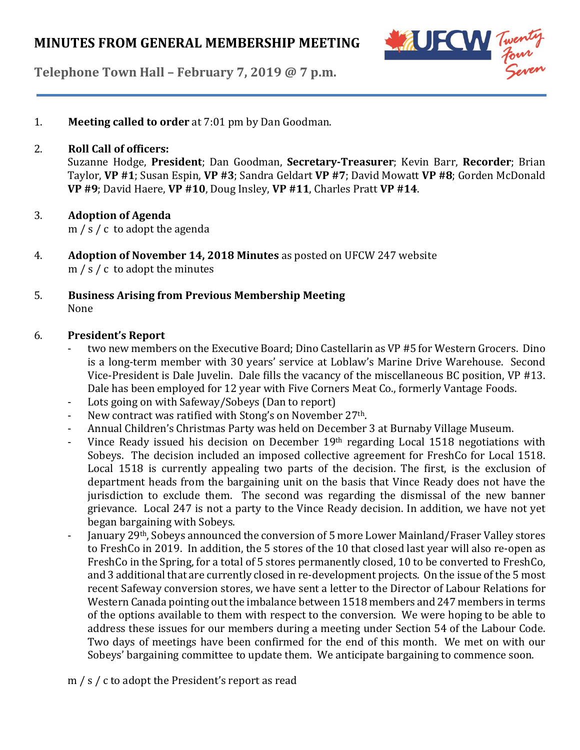# MINUTES FROM GENERAL MEMBERSHIP MEETING

**Telephone Town Hall – February 7, 2019 @ 7 p.m.**

1. **Meeting called to order** at 7:01 pm by Dan Goodman.

2. **Roll Call of officers:**
   Suzanne Hodge, **President**; Dan Goodman, **Secretary-Treasurer**; Kevin Barr, **Recorder**; Brian Taylor, **VP #1**; Susan Espin, **VP #3**; Sandra Geldart **VP #7**; David Mowatt **VP #8**; Gorden McDonald **VP #9**; David Haere, **VP #10**, Doug Insley, **VP #11**, Charles Pratt **VP #14**.

3. **Adoption of Agenda**
   m / s / c to adopt the agenda

4. **Adoption of November 14, 2018 Minutes** as posted on UFCW 247 website
   m / s / c to adopt the minutes

5. **Business Arising from Previous Membership Meeting**
   None

6. **President's Report**
   - two new members on the Executive Board; Dino Castellarin as VP #5 for Western Grocers. Dino is a long-term member with 30 years' service at Loblaw's Marine Drive Warehouse. Second Vice-President is Dale Juvelin. Dale fills the vacancy of the miscellaneous BC position, VP #13. Dale has been employed for 12 year with Five Corners Meat Co., formerly Vantage Foods.
   - Lots going on with Safeway/Sobeys (Dan to report)
   - New contract was ratified with Stong's on November 27th.
   - Annual Children's Christmas Party was held on December 3 at Burnaby Village Museum.
   - Vince Ready issued his decision on December 19th regarding Local 1518 negotiations with Sobeys. The decision included an imposed collective agreement for FreshCo for Local 1518. Local 1518 is currently appealing two parts of the decision. The first, is the exclusion of department heads from the bargaining unit on the basis that Vince Ready does not have the jurisdiction to exclude them. The second was regarding the dismissal of the new banner grievance. Local 247 is not a party to the Vince Ready decision. In addition, we have not yet began bargaining with Sobeys.
   - January 29th, Sobeys announced the conversion of 5 more Lower Mainland/Fraser Valley stores to FreshCo in 2019. In addition, the 5 stores of the 10 that closed last year will also re-open as FreshCo in the Spring, for a total of 5 stores permanently closed, 10 to be converted to FreshCo, and 3 additional that are currently closed in re-development projects. On the issue of the 5 most recent Safeway conversion stores, we have sent a letter to the Director of Labour Relations for Western Canada pointing out the imbalance between 1518 members and 247 members in terms of the options available to them with respect to the conversion. We were hoping to be able to address these issues for our members during a meeting under Section 54 of the Labour Code. Two days of meetings have been confirmed for the end of this month. We met on with our Sobeys' bargaining committee to update them. We anticipate bargaining to commence soon.

   m / s / c to adopt the President's report as read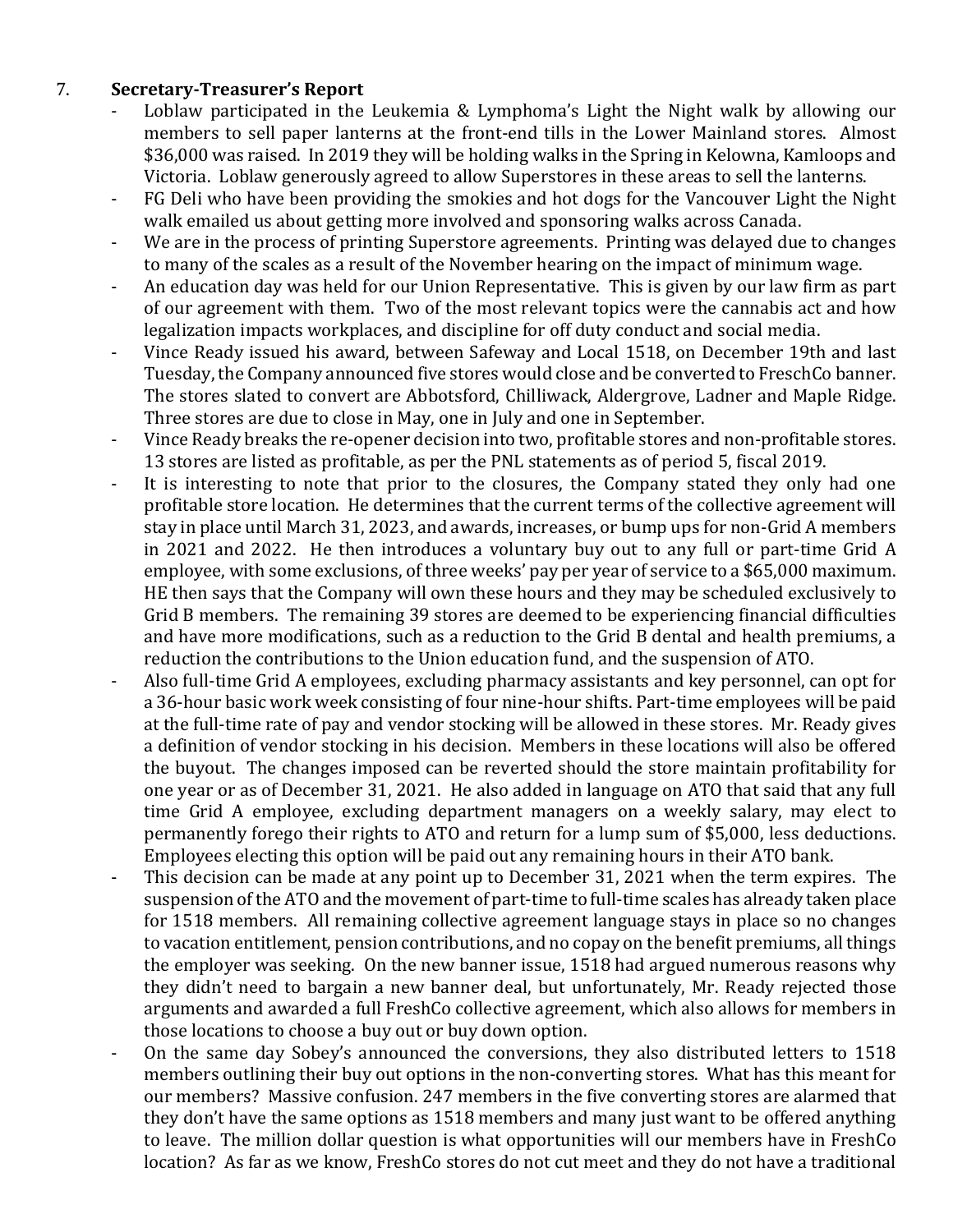7. **Secretary-Treasurer's Report**

- Loblaw participated in the Leukemia & Lymphoma's Light the Night walk by allowing our members to sell paper lanterns at the front-end tills in the Lower Mainland stores. Almost $36,000 was raised. In 2019 they will be holding walks in the Spring in Kelowna, Kamloops and Victoria. Loblaw generously agreed to allow Superstores in these areas to sell the lanterns.
- FG Deli who have been providing the smokies and hot dogs for the Vancouver Light the Night walk emailed us about getting more involved and sponsoring walks across Canada.
- We are in the process of printing Superstore agreements. Printing was delayed due to changes to many of the scales as a result of the November hearing on the impact of minimum wage.
- An education day was held for our Union Representative. This is given by our law firm as part of our agreement with them. Two of the most relevant topics were the cannabis act and how legalization impacts workplaces, and discipline for off duty conduct and social media.
- Vince Ready issued his award, between Safeway and Local 1518, on December 19th and last Tuesday, the Company announced five stores would close and be converted to FreschCo banner. The stores slated to convert are Abbotsford, Chilliwack, Aldergrove, Ladner and Maple Ridge. Three stores are due to close in May, one in July and one in September.
- Vince Ready breaks the re-opener decision into two, profitable stores and non-profitable stores. 13 stores are listed as profitable, as per the PNL statements as of period 5, fiscal 2019.
- It is interesting to note that prior to the closures, the Company stated they only had one profitable store location. He determines that the current terms of the collective agreement will stay in place until March 31, 2023, and awards, increases, or bump ups for non-Grid A members in 2021 and 2022. He then introduces a voluntary buy out to any full or part-time Grid A employee, with some exclusions, of three weeks' pay per year of service to a $65,000 maximum. HE then says that the Company will own these hours and they may be scheduled exclusively to Grid B members. The remaining 39 stores are deemed to be experiencing financial difficulties and have more modifications, such as a reduction to the Grid B dental and health premiums, a reduction the contributions to the Union education fund, and the suspension of ATO.
- Also full-time Grid A employees, excluding pharmacy assistants and key personnel, can opt for a 36-hour basic work week consisting of four nine-hour shifts. Part-time employees will be paid at the full-time rate of pay and vendor stocking will be allowed in these stores. Mr. Ready gives a definition of vendor stocking in his decision. Members in these locations will also be offered the buyout. The changes imposed can be reverted should the store maintain profitability for one year or as of December 31, 2021. He also added in language on ATO that said that any full time Grid A employee, excluding department managers on a weekly salary, may elect to permanently forego their rights to ATO and return for a lump sum of $5,000, less deductions. Employees electing this option will be paid out any remaining hours in their ATO bank.
- This decision can be made at any point up to December 31, 2021 when the term expires. The suspension of the ATO and the movement of part-time to full-time scales has already taken place for 1518 members. All remaining collective agreement language stays in place so no changes to vacation entitlement, pension contributions, and no copay on the benefit premiums, all things the employer was seeking. On the new banner issue, 1518 had argued numerous reasons why they didn't need to bargain a new banner deal, but unfortunately, Mr. Ready rejected those arguments and awarded a full FreshCo collective agreement, which also allows for members in those locations to choose a buy out or buy down option.
- On the same day Sobey's announced the conversions, they also distributed letters to 1518 members outlining their buy out options in the non-converting stores. What has this meant for our members? Massive confusion. 247 members in the five converting stores are alarmed that they don't have the same options as 1518 members and many just want to be offered anything to leave. The million dollar question is what opportunities will our members have in FreshCo location? As far as we know, FreshCo stores do not cut meet and they do not have a traditional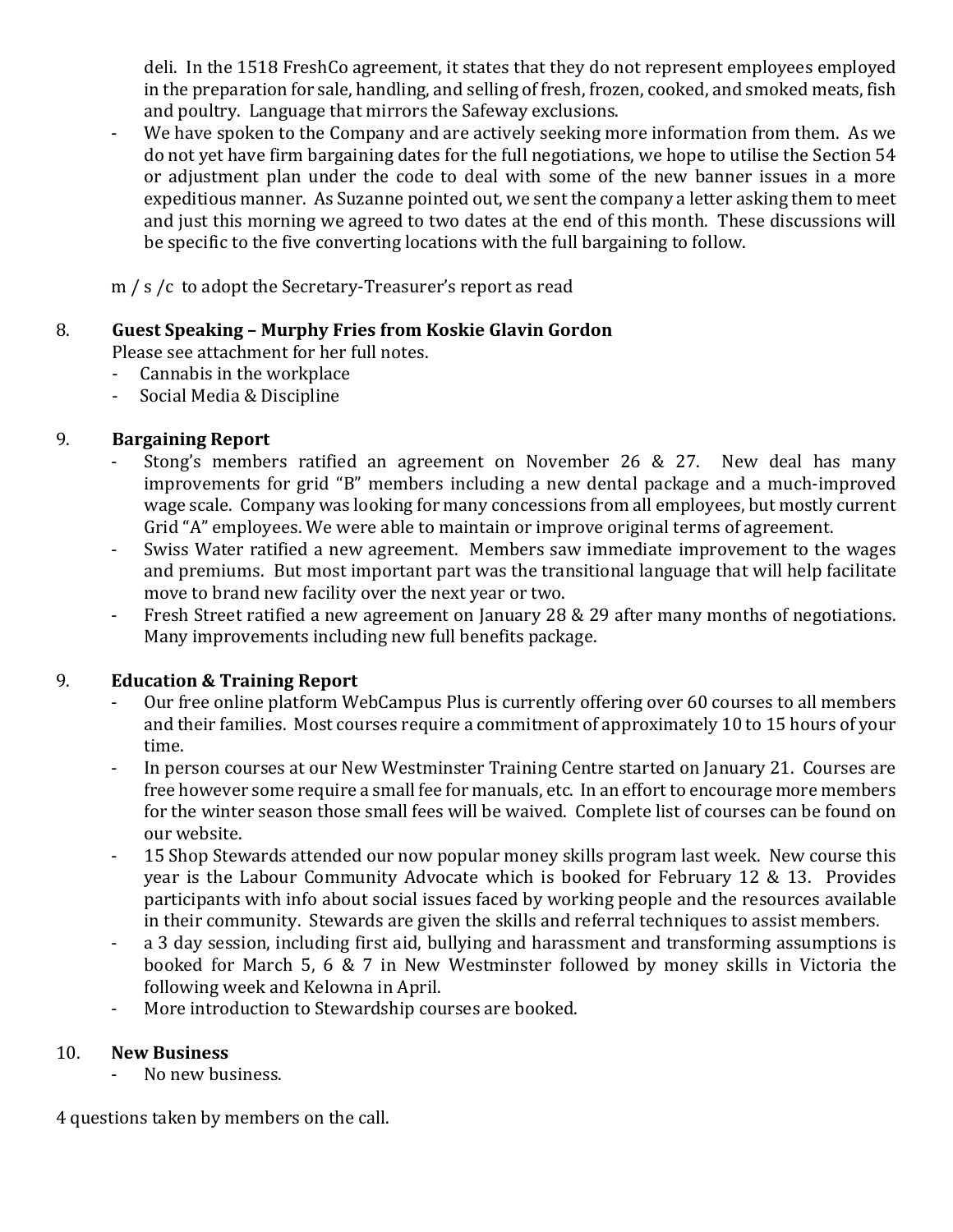deli. In the 1518 FreshCo agreement, it states that they do not represent employees employed in the preparation for sale, handling, and selling of fresh, frozen, cooked, and smoked meats, fish and poultry. Language that mirrors the Safeway exclusions.

- We have spoken to the Company and are actively seeking more information from them. As we do not yet have firm bargaining dates for the full negotiations, we hope to utilise the Section 54 or adjustment plan under the code to deal with some of the new banner issues in a more expeditious manner. As Suzanne pointed out, we sent the company a letter asking them to meet and just this morning we agreed to two dates at the end of this month. These discussions will be specific to the five converting locations with the full bargaining to follow.

m / s /c to adopt the Secretary-Treasurer's report as read

8. **Guest Speaking – Murphy Fries from Koskie Glavin Gordon**

Please see attachment for her full notes.

- Cannabis in the workplace
- Social Media & Discipline

9. **Bargaining Report**

- Stong's members ratified an agreement on November 26 & 27. New deal has many improvements for grid "B" members including a new dental package and a much-improved wage scale. Company was looking for many concessions from all employees, but mostly current Grid "A" employees. We were able to maintain or improve original terms of agreement.
- Swiss Water ratified a new agreement. Members saw immediate improvement to the wages and premiums. But most important part was the transitional language that will help facilitate move to brand new facility over the next year or two.
- Fresh Street ratified a new agreement on January 28 & 29 after many months of negotiations. Many improvements including new full benefits package.

9. **Education & Training Report**

- Our free online platform WebCampus Plus is currently offering over 60 courses to all members and their families. Most courses require a commitment of approximately 10 to 15 hours of your time.
- In person courses at our New Westminster Training Centre started on January 21. Courses are free however some require a small fee for manuals, etc. In an effort to encourage more members for the winter season those small fees will be waived. Complete list of courses can be found on our website.
- 15 Shop Stewards attended our now popular money skills program last week. New course this year is the Labour Community Advocate which is booked for February 12 & 13. Provides participants with info about social issues faced by working people and the resources available in their community. Stewards are given the skills and referral techniques to assist members.
- a 3 day session, including first aid, bullying and harassment and transforming assumptions is booked for March 5, 6 & 7 in New Westminster followed by money skills in Victoria the following week and Kelowna in April.
- More introduction to Stewardship courses are booked.

10. **New Business**

- No new business.

4 questions taken by members on the call.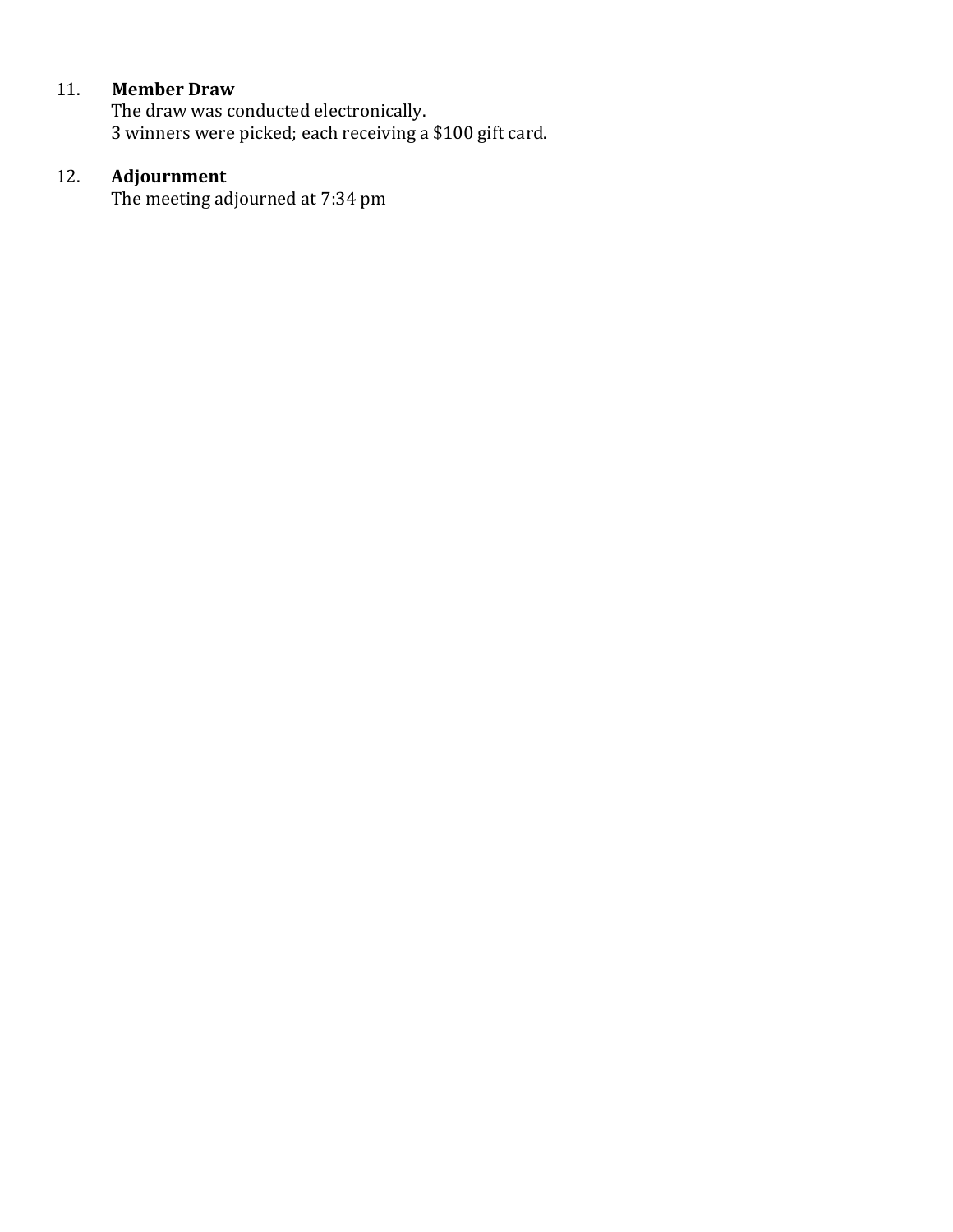11. **Member Draw**
    The draw was conducted electronically.
    3 winners were picked; each receiving a $100 gift card.

12. **Adjournment**
    The meeting adjourned at 7:34 pm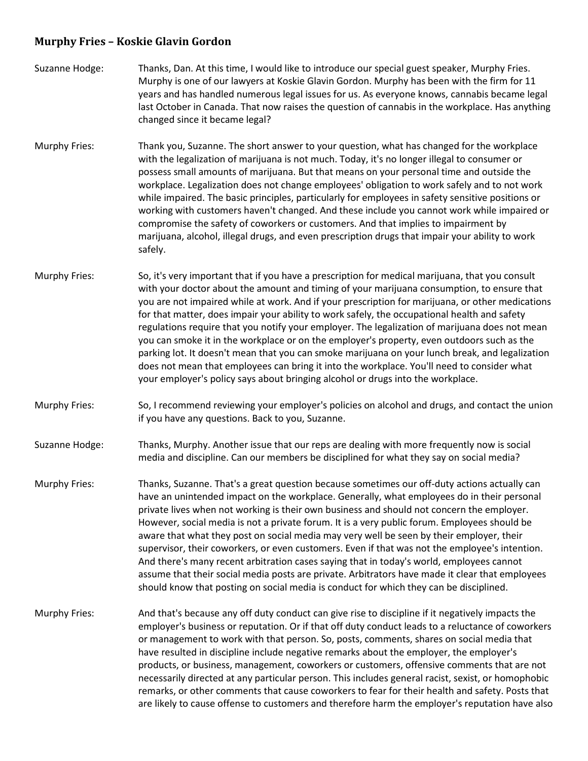## Murphy Fries – Koskie Glavin Gordon

Suzanne Hodge: Thanks, Dan. At this time, I would like to introduce our special guest speaker, Murphy Fries. Murphy is one of our lawyers at Koskie Glavin Gordon. Murphy has been with the firm for 11 years and has handled numerous legal issues for us. As everyone knows, cannabis became legal last October in Canada. That now raises the question of cannabis in the workplace. Has anything changed since it became legal?

Murphy Fries: Thank you, Suzanne. The short answer to your question, what has changed for the workplace with the legalization of marijuana is not much. Today, it's no longer illegal to consumer or possess small amounts of marijuana. But that means on your personal time and outside the workplace. Legalization does not change employees' obligation to work safely and to not work while impaired. The basic principles, particularly for employees in safety sensitive positions or working with customers haven't changed. And these include you cannot work while impaired or compromise the safety of coworkers or customers. And that implies to impairment by marijuana, alcohol, illegal drugs, and even prescription drugs that impair your ability to work safely.

Murphy Fries: So, it's very important that if you have a prescription for medical marijuana, that you consult with your doctor about the amount and timing of your marijuana consumption, to ensure that you are not impaired while at work. And if your prescription for marijuana, or other medications for that matter, does impair your ability to work safely, the occupational health and safety regulations require that you notify your employer. The legalization of marijuana does not mean you can smoke it in the workplace or on the employer's property, even outdoors such as the parking lot. It doesn't mean that you can smoke marijuana on your lunch break, and legalization does not mean that employees can bring it into the workplace. You'll need to consider what your employer's policy says about bringing alcohol or drugs into the workplace.

Murphy Fries: So, I recommend reviewing your employer's policies on alcohol and drugs, and contact the union if you have any questions. Back to you, Suzanne.

Suzanne Hodge: Thanks, Murphy. Another issue that our reps are dealing with more frequently now is social media and discipline. Can our members be disciplined for what they say on social media?

Murphy Fries: Thanks, Suzanne. That's a great question because sometimes our off-duty actions actually can have an unintended impact on the workplace. Generally, what employees do in their personal private lives when not working is their own business and should not concern the employer. However, social media is not a private forum. It is a very public forum. Employees should be aware that what they post on social media may very well be seen by their employer, their supervisor, their coworkers, or even customers. Even if that was not the employee's intention. And there's many recent arbitration cases saying that in today's world, employees cannot assume that their social media posts are private. Arbitrators have made it clear that employees should know that posting on social media is conduct for which they can be disciplined.

Murphy Fries: And that's because any off duty conduct can give rise to discipline if it negatively impacts the employer's business or reputation. Or if that off duty conduct leads to a reluctance of coworkers or management to work with that person. So, posts, comments, shares on social media that have resulted in discipline include negative remarks about the employer, the employer's products, or business, management, coworkers or customers, offensive comments that are not necessarily directed at any particular person. This includes general racist, sexist, or homophobic remarks, or other comments that cause coworkers to fear for their health and safety. Posts that are likely to cause offense to customers and therefore harm the employer's reputation have also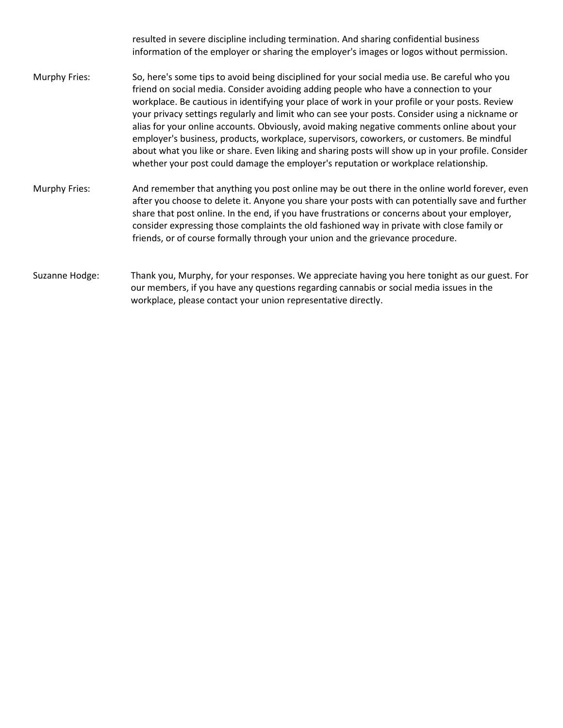resulted in severe discipline including termination. And sharing confidential business information of the employer or sharing the employer's images or logos without permission.

**Murphy Fries:** So, here's some tips to avoid being disciplined for your social media use. Be careful who you friend on social media. Consider avoiding adding people who have a connection to your workplace. Be cautious in identifying your place of work in your profile or your posts. Review your privacy settings regularly and limit who can see your posts. Consider using a nickname or alias for your online accounts. Obviously, avoid making negative comments online about your employer's business, products, workplace, supervisors, coworkers, or customers. Be mindful about what you like or share. Even liking and sharing posts will show up in your profile. Consider whether your post could damage the employer's reputation or workplace relationship.

**Murphy Fries:** And remember that anything you post online may be out there in the online world forever, even after you choose to delete it. Anyone you share your posts with can potentially save and further share that post online. In the end, if you have frustrations or concerns about your employer, consider expressing those complaints the old fashioned way in private with close family or friends, or of course formally through your union and the grievance procedure.

**Suzanne Hodge:** Thank you, Murphy, for your responses. We appreciate having you here tonight as our guest. For our members, if you have any questions regarding cannabis or social media issues in the workplace, please contact your union representative directly.